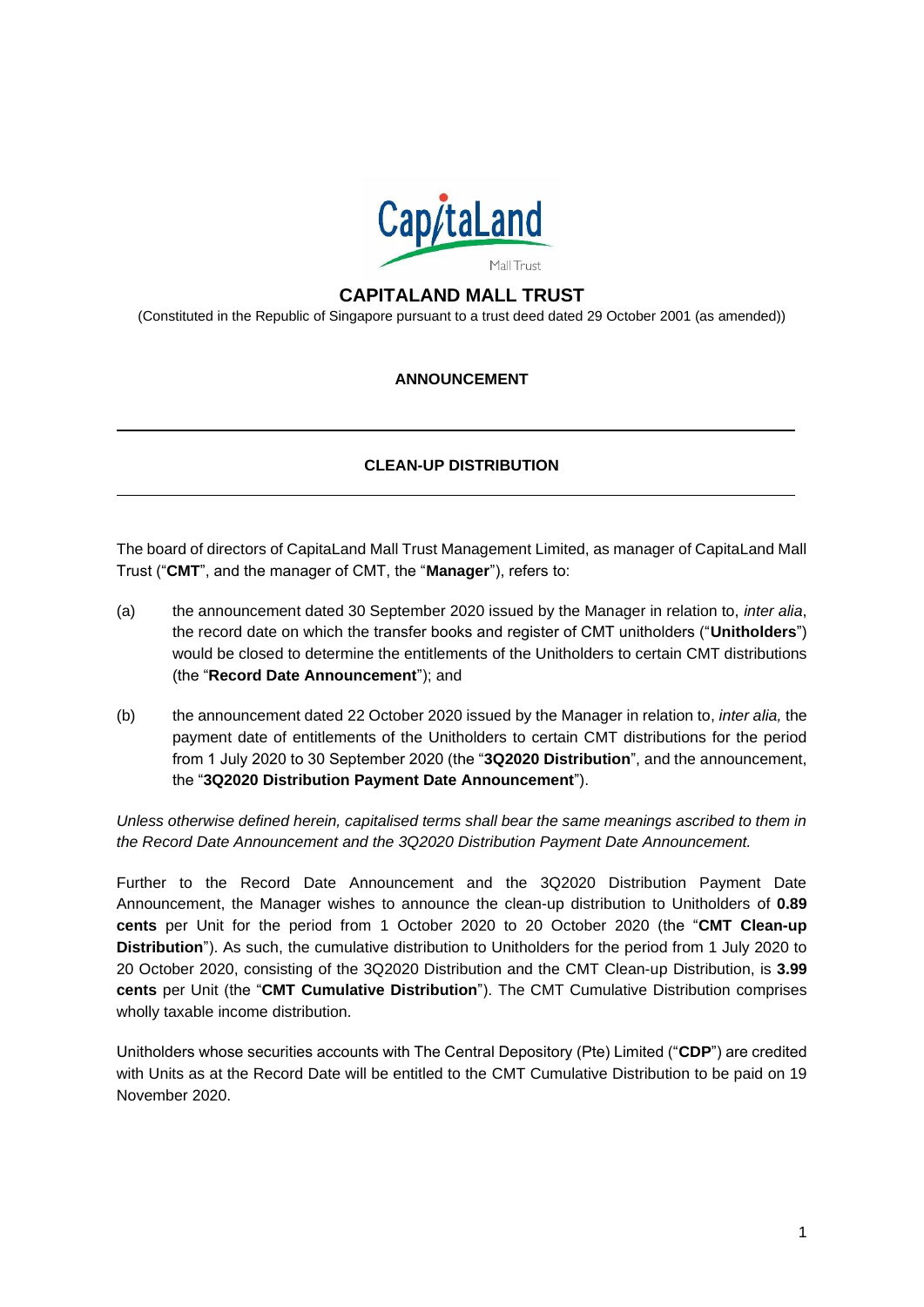# CAPITALAND MALL TRUST

(Constituted in the Republic of Singapore pursuant to a trust deed dated 29 October 2001 (as amended))

**ANNOUNCEMENT**

---

**CLEAN-UP DISTRIBUTION**

---

The board of directors of CapitaLand Mall Trust Management Limited, as manager of CapitaLand Mall Trust ("**CMT**", and the manager of CMT, the "**Manager**"), refers to:

(a) the announcement dated 30 September 2020 issued by the Manager in relation to, *inter alia*, the record date on which the transfer books and register of CMT unitholders ("**Unitholders**") would be closed to determine the entitlements of the Unitholders to certain CMT distributions (the "**Record Date Announcement**"); and

(b) the announcement dated 22 October 2020 issued by the Manager in relation to, *inter alia,* the payment date of entitlements of the Unitholders to certain CMT distributions for the period from 1 July 2020 to 30 September 2020 (the "**3Q2020 Distribution**", and the announcement, the "**3Q2020 Distribution Payment Date Announcement**").

*Unless otherwise defined herein, capitalised terms shall bear the same meanings ascribed to them in the Record Date Announcement and the 3Q2020 Distribution Payment Date Announcement.*

Further to the Record Date Announcement and the 3Q2020 Distribution Payment Date Announcement, the Manager wishes to announce the clean-up distribution to Unitholders of **0.89 cents** per Unit for the period from 1 October 2020 to 20 October 2020 (the "**CMT Clean-up Distribution**"). As such, the cumulative distribution to Unitholders for the period from 1 July 2020 to 20 October 2020, consisting of the 3Q2020 Distribution and the CMT Clean-up Distribution, is **3.99 cents** per Unit (the "**CMT Cumulative Distribution**"). The CMT Cumulative Distribution comprises wholly taxable income distribution.

Unitholders whose securities accounts with The Central Depository (Pte) Limited ("**CDP**") are credited with Units as at the Record Date will be entitled to the CMT Cumulative Distribution to be paid on 19 November 2020.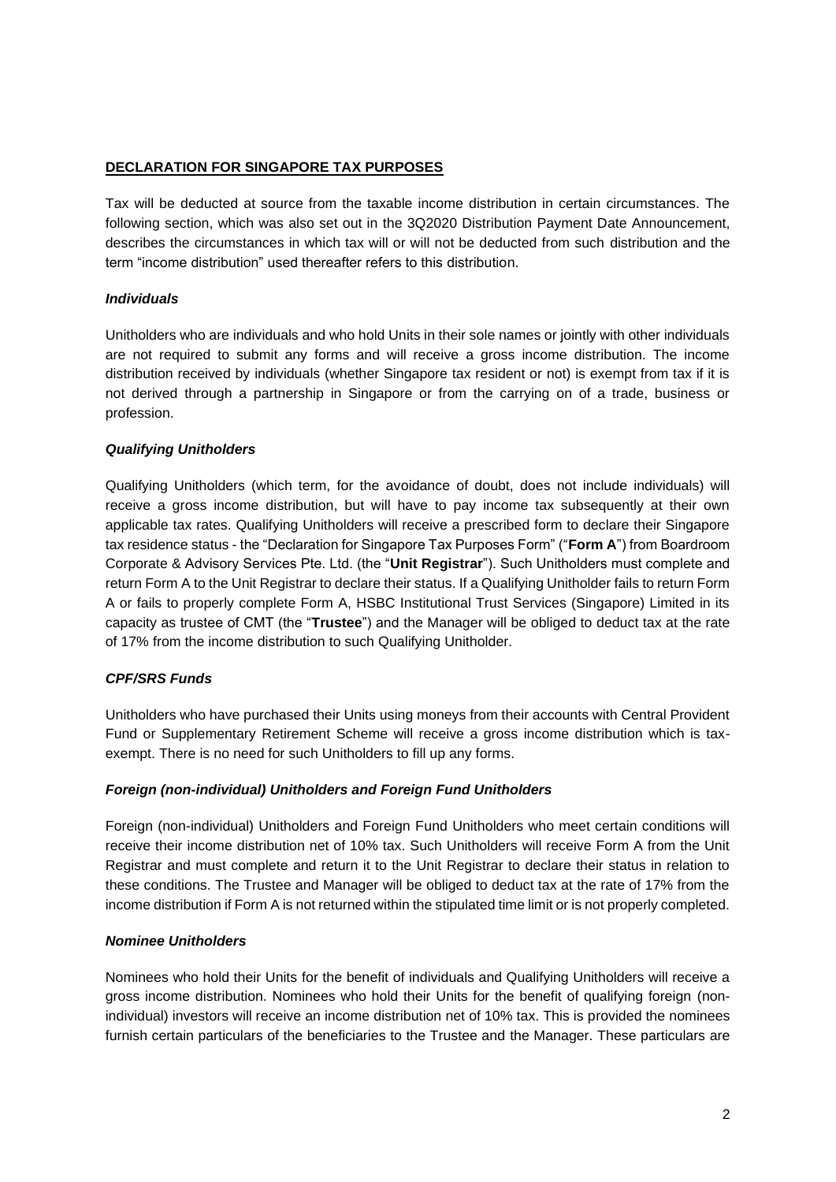## DECLARATION FOR SINGAPORE TAX PURPOSES

Tax will be deducted at source from the taxable income distribution in certain circumstances. The following section, which was also set out in the 3Q2020 Distribution Payment Date Announcement, describes the circumstances in which tax will or will not be deducted from such distribution and the term "income distribution" used thereafter refers to this distribution.

### *Individuals*

Unitholders who are individuals and who hold Units in their sole names or jointly with other individuals are not required to submit any forms and will receive a gross income distribution. The income distribution received by individuals (whether Singapore tax resident or not) is exempt from tax if it is not derived through a partnership in Singapore or from the carrying on of a trade, business or profession.

### *Qualifying Unitholders*

Qualifying Unitholders (which term, for the avoidance of doubt, does not include individuals) will receive a gross income distribution, but will have to pay income tax subsequently at their own applicable tax rates. Qualifying Unitholders will receive a prescribed form to declare their Singapore tax residence status - the "Declaration for Singapore Tax Purposes Form" ("**Form A**") from Boardroom Corporate & Advisory Services Pte. Ltd. (the "**Unit Registrar**"). Such Unitholders must complete and return Form A to the Unit Registrar to declare their status. If a Qualifying Unitholder fails to return Form A or fails to properly complete Form A, HSBC Institutional Trust Services (Singapore) Limited in its capacity as trustee of CMT (the "**Trustee**") and the Manager will be obliged to deduct tax at the rate of 17% from the income distribution to such Qualifying Unitholder.

### *CPF/SRS Funds*

Unitholders who have purchased their Units using moneys from their accounts with Central Provident Fund or Supplementary Retirement Scheme will receive a gross income distribution which is tax-exempt. There is no need for such Unitholders to fill up any forms.

### *Foreign (non-individual) Unitholders and Foreign Fund Unitholders*

Foreign (non-individual) Unitholders and Foreign Fund Unitholders who meet certain conditions will receive their income distribution net of 10% tax. Such Unitholders will receive Form A from the Unit Registrar and must complete and return it to the Unit Registrar to declare their status in relation to these conditions. The Trustee and Manager will be obliged to deduct tax at the rate of 17% from the income distribution if Form A is not returned within the stipulated time limit or is not properly completed.

### *Nominee Unitholders*

Nominees who hold their Units for the benefit of individuals and Qualifying Unitholders will receive a gross income distribution. Nominees who hold their Units for the benefit of qualifying foreign (non-individual) investors will receive an income distribution net of 10% tax. This is provided the nominees furnish certain particulars of the beneficiaries to the Trustee and the Manager. These particulars are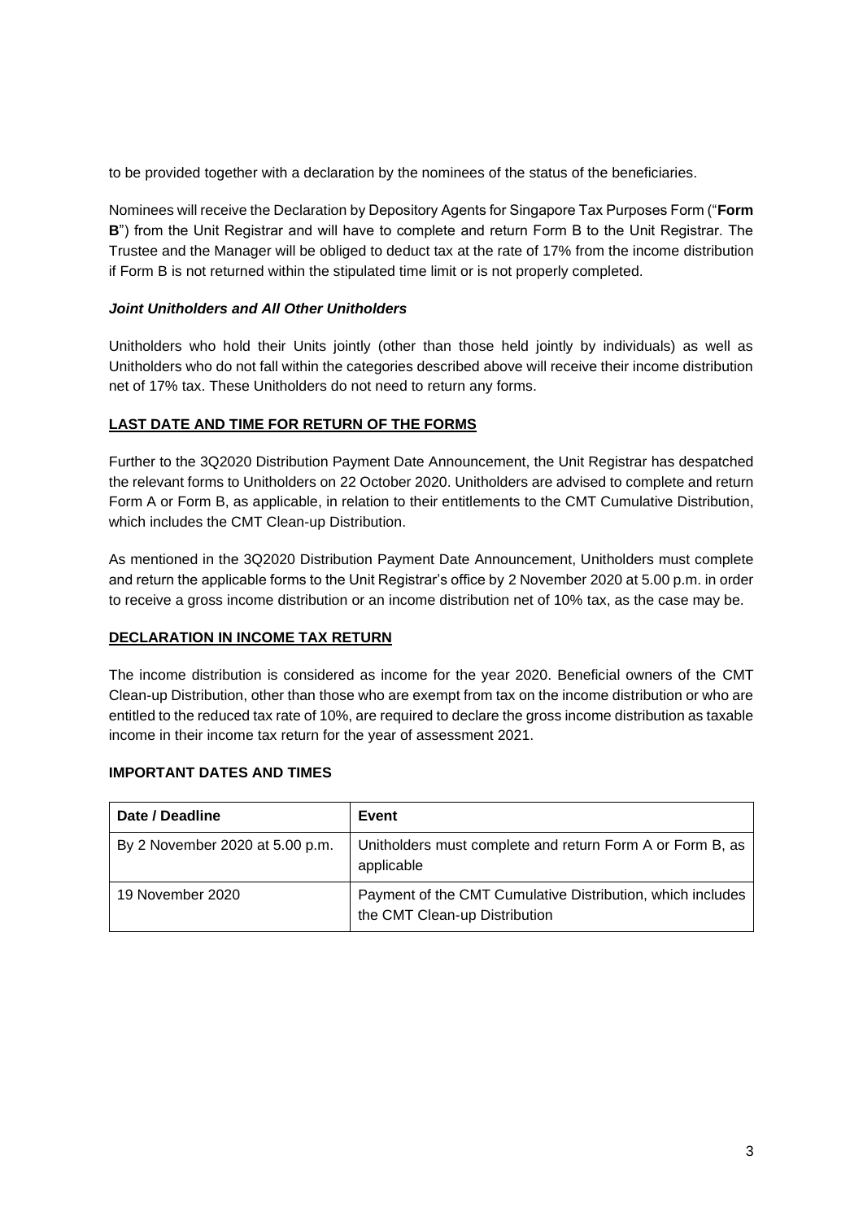to be provided together with a declaration by the nominees of the status of the beneficiaries.

Nominees will receive the Declaration by Depository Agents for Singapore Tax Purposes Form ("**Form B**") from the Unit Registrar and will have to complete and return Form B to the Unit Registrar. The Trustee and the Manager will be obliged to deduct tax at the rate of 17% from the income distribution if Form B is not returned within the stipulated time limit or is not properly completed.

***Joint Unitholders and All Other Unitholders***

Unitholders who hold their Units jointly (other than those held jointly by individuals) as well as Unitholders who do not fall within the categories described above will receive their income distribution net of 17% tax. These Unitholders do not need to return any forms.

**LAST DATE AND TIME FOR RETURN OF THE FORMS**

Further to the 3Q2020 Distribution Payment Date Announcement, the Unit Registrar has despatched the relevant forms to Unitholders on 22 October 2020. Unitholders are advised to complete and return Form A or Form B, as applicable, in relation to their entitlements to the CMT Cumulative Distribution, which includes the CMT Clean-up Distribution.

As mentioned in the 3Q2020 Distribution Payment Date Announcement, Unitholders must complete and return the applicable forms to the Unit Registrar's office by 2 November 2020 at 5.00 p.m. in order to receive a gross income distribution or an income distribution net of 10% tax, as the case may be.

**DECLARATION IN INCOME TAX RETURN**

The income distribution is considered as income for the year 2020. Beneficial owners of the CMT Clean-up Distribution, other than those who are exempt from tax on the income distribution or who are entitled to the reduced tax rate of 10%, are required to declare the gross income distribution as taxable income in their income tax return for the year of assessment 2021.

**IMPORTANT DATES AND TIMES**

| Date / Deadline | Event |
|---|---|
| By 2 November 2020 at 5.00 p.m. | Unitholders must complete and return Form A or Form B, as applicable |
| 19 November 2020 | Payment of the CMT Cumulative Distribution, which includes the CMT Clean-up Distribution |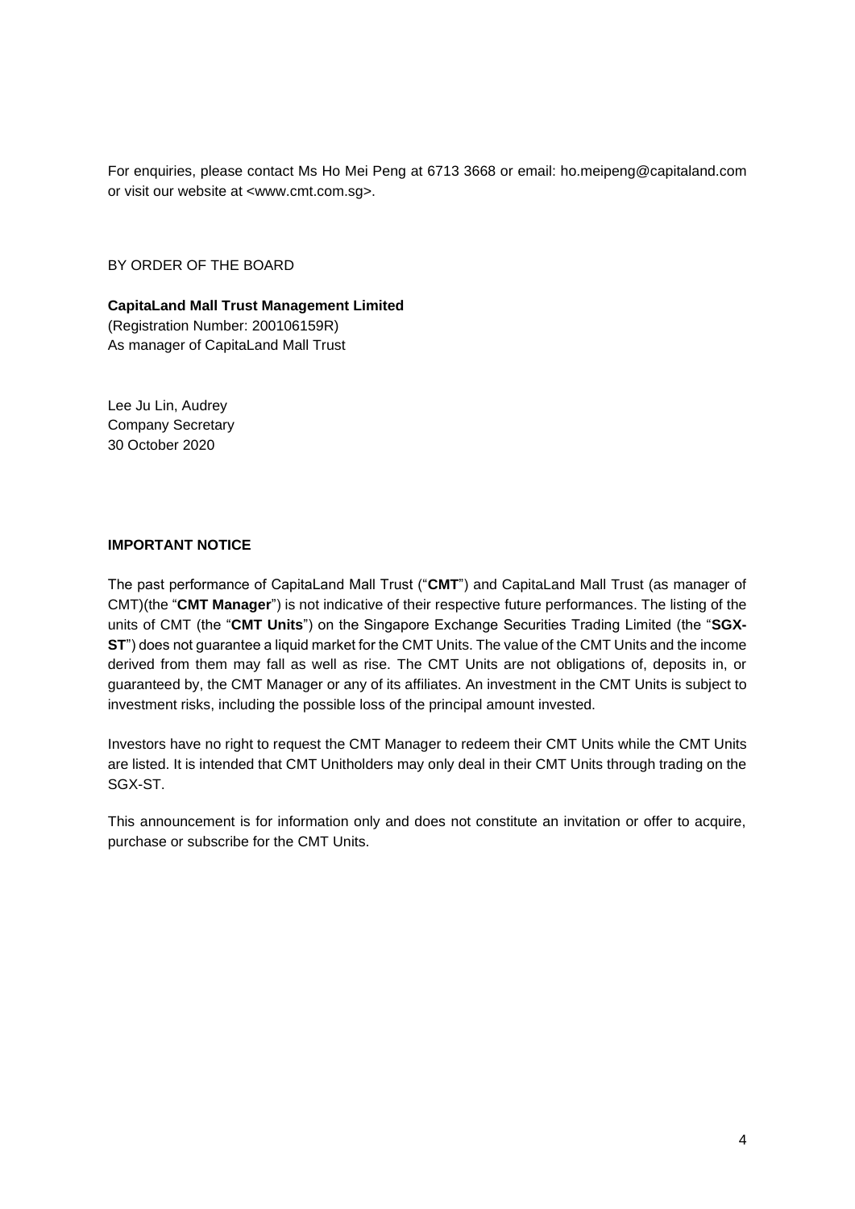For enquiries, please contact Ms Ho Mei Peng at 6713 3668 or email: ho.meipeng@capitaland.com or visit our website at <www.cmt.com.sg>.

BY ORDER OF THE BOARD

**CapitaLand Mall Trust Management Limited**
(Registration Number: 200106159R)
As manager of CapitaLand Mall Trust

Lee Ju Lin, Audrey
Company Secretary
30 October 2020

**IMPORTANT NOTICE**

The past performance of CapitaLand Mall Trust ("**CMT**") and CapitaLand Mall Trust (as manager of CMT)(the "**CMT Manager**") is not indicative of their respective future performances. The listing of the units of CMT (the "**CMT Units**") on the Singapore Exchange Securities Trading Limited (the "**SGX-ST**") does not guarantee a liquid market for the CMT Units. The value of the CMT Units and the income derived from them may fall as well as rise. The CMT Units are not obligations of, deposits in, or guaranteed by, the CMT Manager or any of its affiliates. An investment in the CMT Units is subject to investment risks, including the possible loss of the principal amount invested.

Investors have no right to request the CMT Manager to redeem their CMT Units while the CMT Units are listed. It is intended that CMT Unitholders may only deal in their CMT Units through trading on the SGX-ST.

This announcement is for information only and does not constitute an invitation or offer to acquire, purchase or subscribe for the CMT Units.